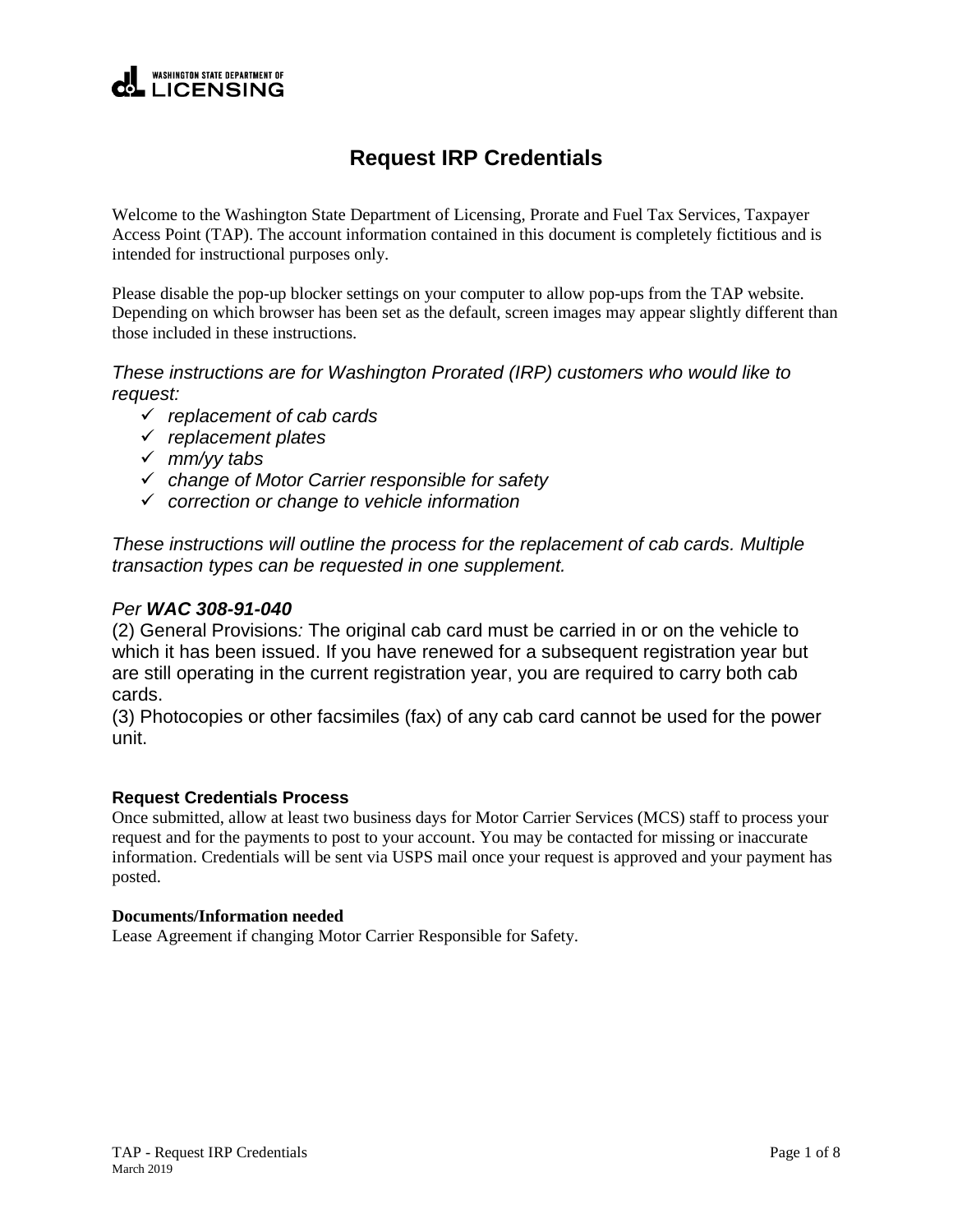WASHINGTON STATE DEPARTMENT OF LICENSING

# Request IRP Credentials

Welcome to the Washington State Department of Licensing, Prorate and Fuel Tax Services, Taxpayer Access Point (TAP). The account information contained in this document is completely fictitious and is intended for instructional purposes only.

Please disable the pop-up blocker settings on your computer to allow pop-ups from the TAP website. Depending on which browser has been set as the default, screen images may appear slightly different than those included in these instructions.

*These instructions are for Washington Prorated (IRP) customers who would like to request:*

- ✓ *replacement of cab cards*
- ✓ *replacement plates*
- ✓ *mm/yy tabs*
- ✓ *change of Motor Carrier responsible for safety*
- ✓ *correction or change to vehicle information*

*These instructions will outline the process for the replacement of cab cards. Multiple transaction types can be requested in one supplement.*

*Per* ***WAC 308-91-040***

(2) General Provisions*:* The original cab card must be carried in or on the vehicle to which it has been issued. If you have renewed for a subsequent registration year but are still operating in the current registration year, you are required to carry both cab cards.

(3) Photocopies or other facsimiles (fax) of any cab card cannot be used for the power unit.

**Request Credentials Process**

Once submitted, allow at least two business days for Motor Carrier Services (MCS) staff to process your request and for the payments to post to your account. You may be contacted for missing or inaccurate information. Credentials will be sent via USPS mail once your request is approved and your payment has posted.

**Documents/Information needed**

Lease Agreement if changing Motor Carrier Responsible for Safety.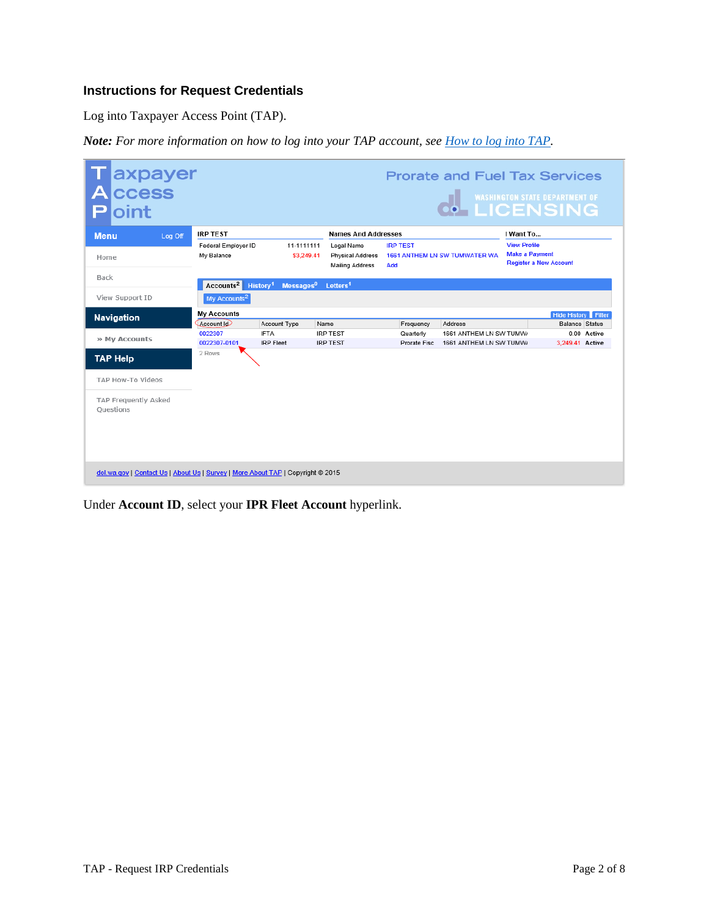### Instructions for Request Credentials

Log into Taxpayer Access Point (TAP).

***Note:*** *For more information on how to log into your TAP account, see [How to log into TAP](#).*

Under **Account ID**, select your **IPR Fleet Account** hyperlink.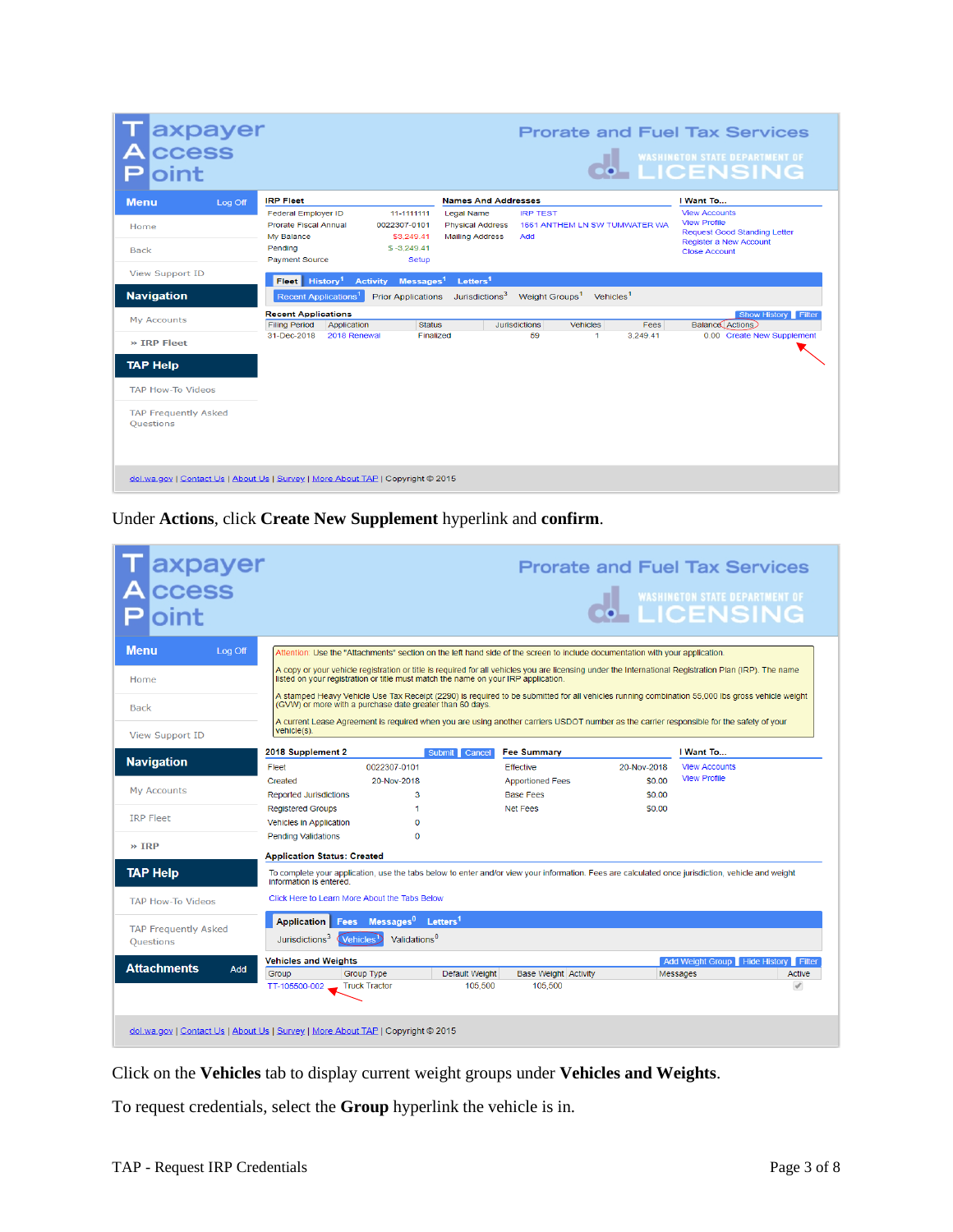Under **Actions**, click **Create New Supplement** hyperlink and **confirm**.

Click on the **Vehicles** tab to display current weight groups under **Vehicles and Weights**.

To request credentials, select the **Group** hyperlink the vehicle is in.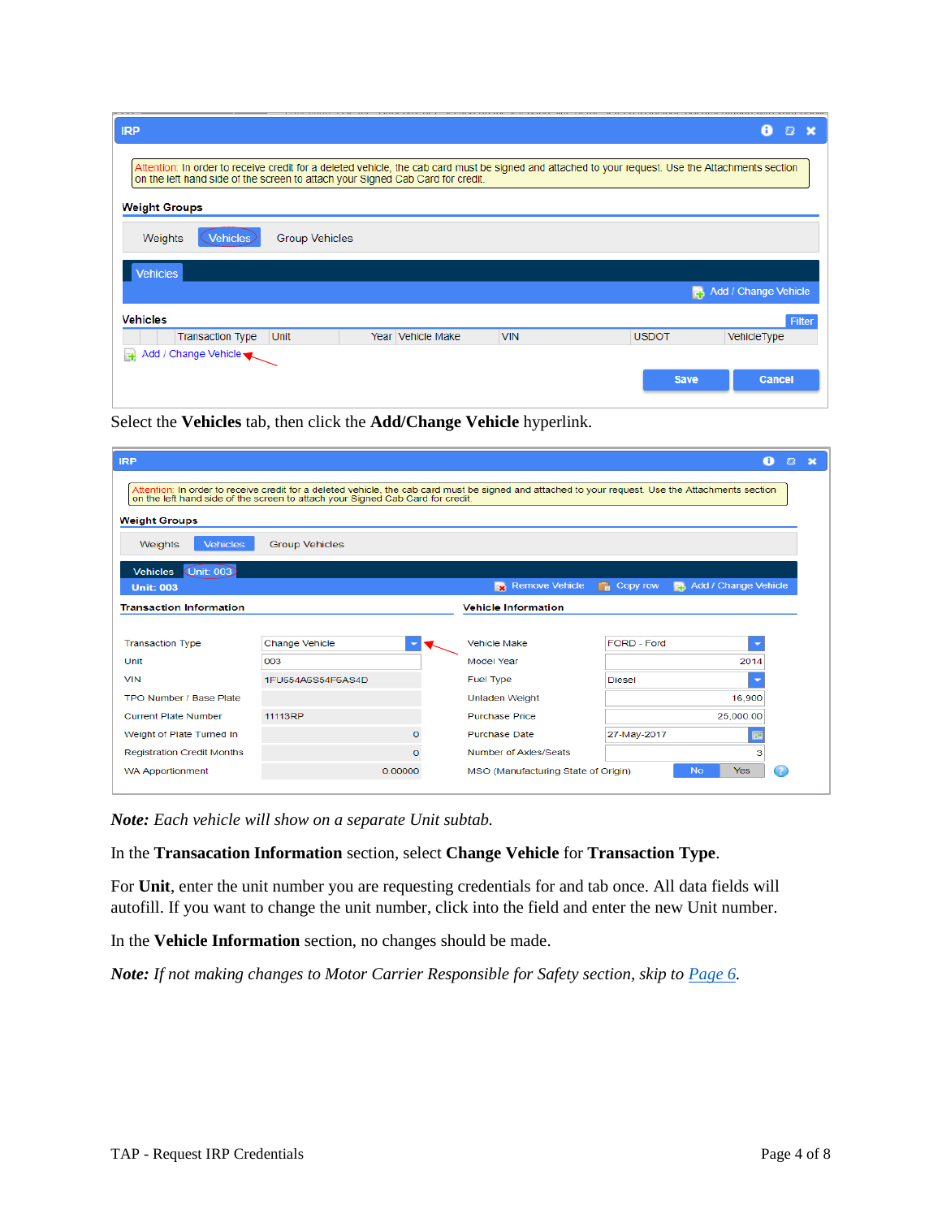Select the **Vehicles** tab, then click the **Add/Change Vehicle** hyperlink.

***Note:*** *Each vehicle will show on a separate Unit subtab.*

In the **Transacation Information** section, select **Change Vehicle** for **Transaction Type**.

For **Unit**, enter the unit number you are requesting credentials for and tab once. All data fields will autofill. If you want to change the unit number, click into the field and enter the new Unit number.

In the **Vehicle Information** section, no changes should be made.

***Note:*** *If not making changes to Motor Carrier Responsible for Safety section, skip to* [*Page 6*](#).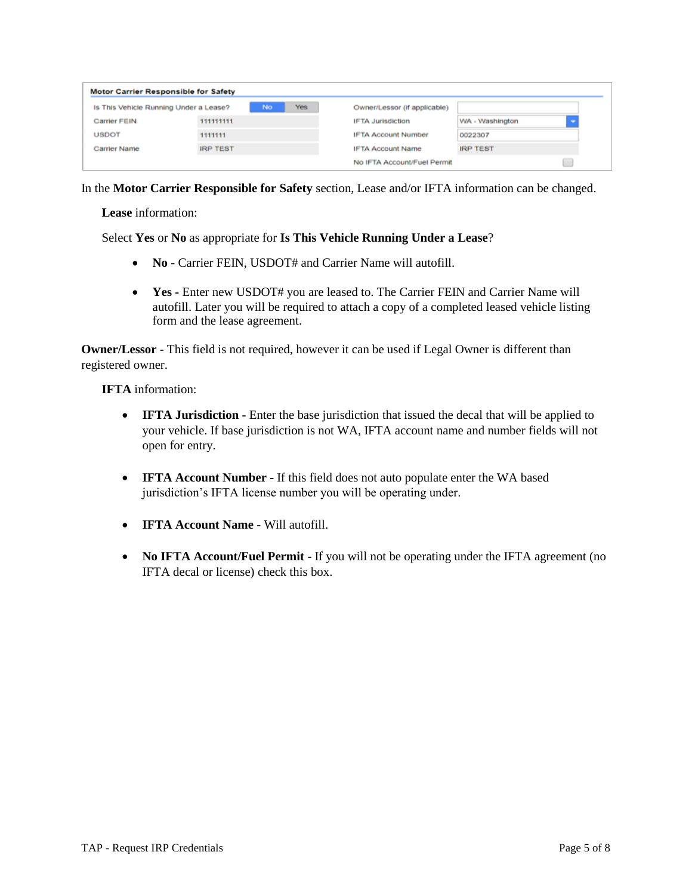| Motor Carrier Responsible for Safety | | | |
| --- | --- | --- | --- |
| Is This Vehicle Running Under a Lease? | No / Yes | Owner/Lessor (if applicable) | |
| Carrier FEIN | 111111111 | IFTA Jurisdiction | WA - Washington |
| USDOT | 1111111 | IFTA Account Number | 0022307 |
| Carrier Name | IRP TEST | IFTA Account Name | IRP TEST |
| | | No IFTA Account/Fuel Permit | |

In the **Motor Carrier Responsible for Safety** section, Lease and/or IFTA information can be changed.

**Lease** information:

Select **Yes** or **No** as appropriate for **Is This Vehicle Running Under a Lease**?

- **No -** Carrier FEIN, USDOT# and Carrier Name will autofill.
- **Yes -** Enter new USDOT# you are leased to. The Carrier FEIN and Carrier Name will autofill. Later you will be required to attach a copy of a completed leased vehicle listing form and the lease agreement.

**Owner/Lessor** - This field is not required, however it can be used if Legal Owner is different than registered owner.

**IFTA** information:

- **IFTA Jurisdiction** - Enter the base jurisdiction that issued the decal that will be applied to your vehicle. If base jurisdiction is not WA, IFTA account name and number fields will not open for entry.
- **IFTA Account Number -** If this field does not auto populate enter the WA based jurisdiction's IFTA license number you will be operating under.
- **IFTA Account Name** - Will autofill.
- **No IFTA Account/Fuel Permit** - If you will not be operating under the IFTA agreement (no IFTA decal or license) check this box.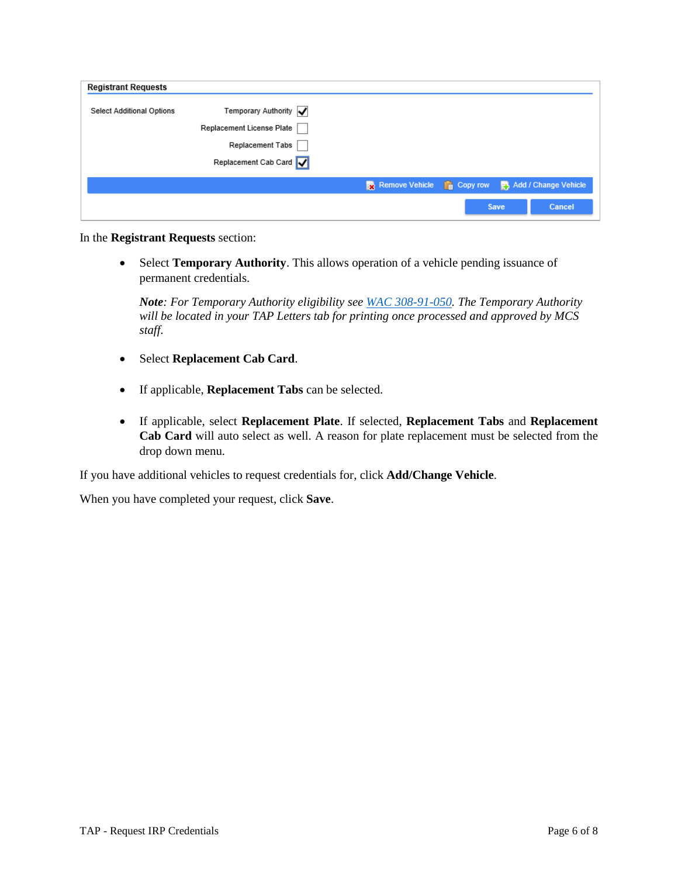In the **Registrant Requests** section:

- Select **Temporary Authority**. This allows operation of a vehicle pending issuance of permanent credentials.

  ***Note****: For Temporary Authority eligibility see [WAC 308-91-050](). The Temporary Authority will be located in your TAP Letters tab for printing once processed and approved by MCS staff.*

- Select **Replacement Cab Card**.

- If applicable, **Replacement Tabs** can be selected.

- If applicable, select **Replacement Plate**. If selected, **Replacement Tabs** and **Replacement Cab Card** will auto select as well. A reason for plate replacement must be selected from the drop down menu.

If you have additional vehicles to request credentials for, click **Add/Change Vehicle**.

When you have completed your request, click **Save**.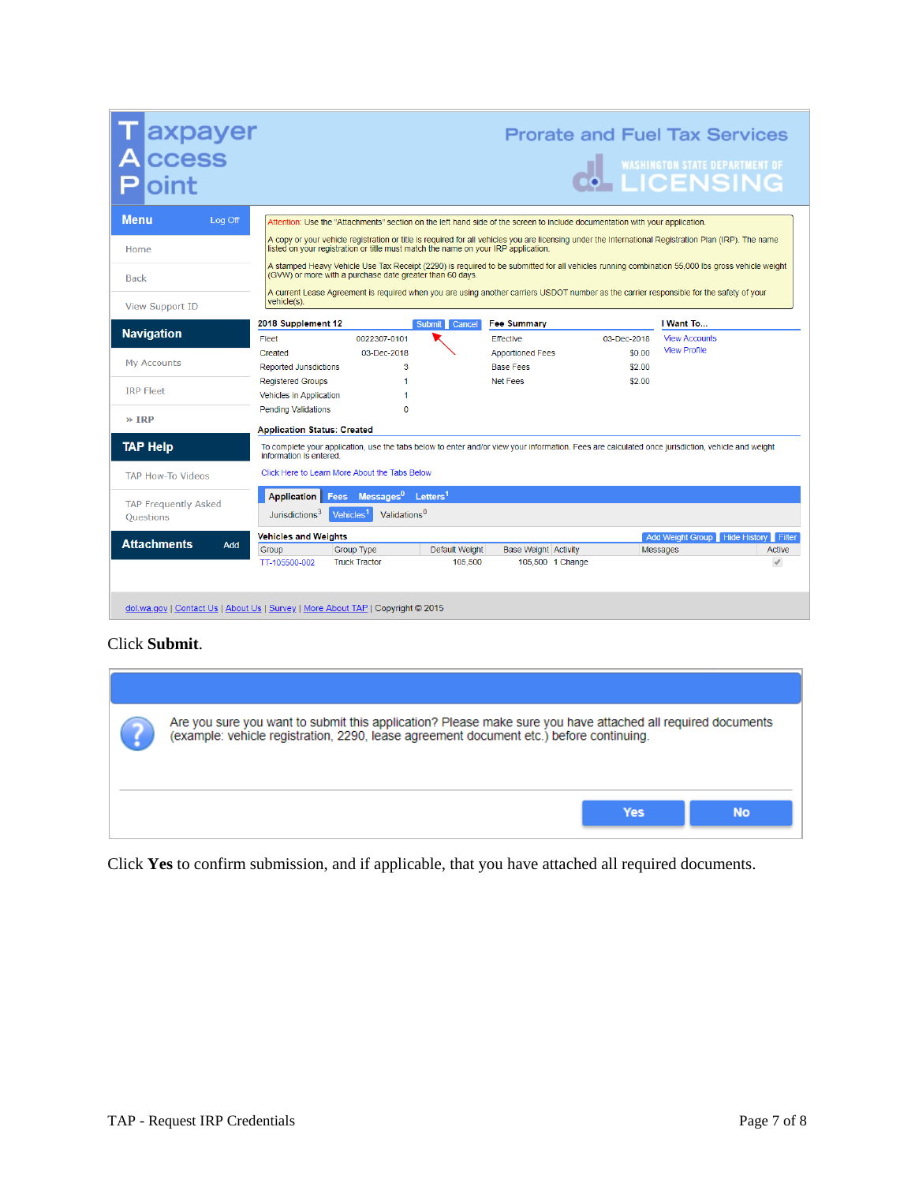Click **Submit**.

Click **Yes** to confirm submission, and if applicable, that you have attached all required documents.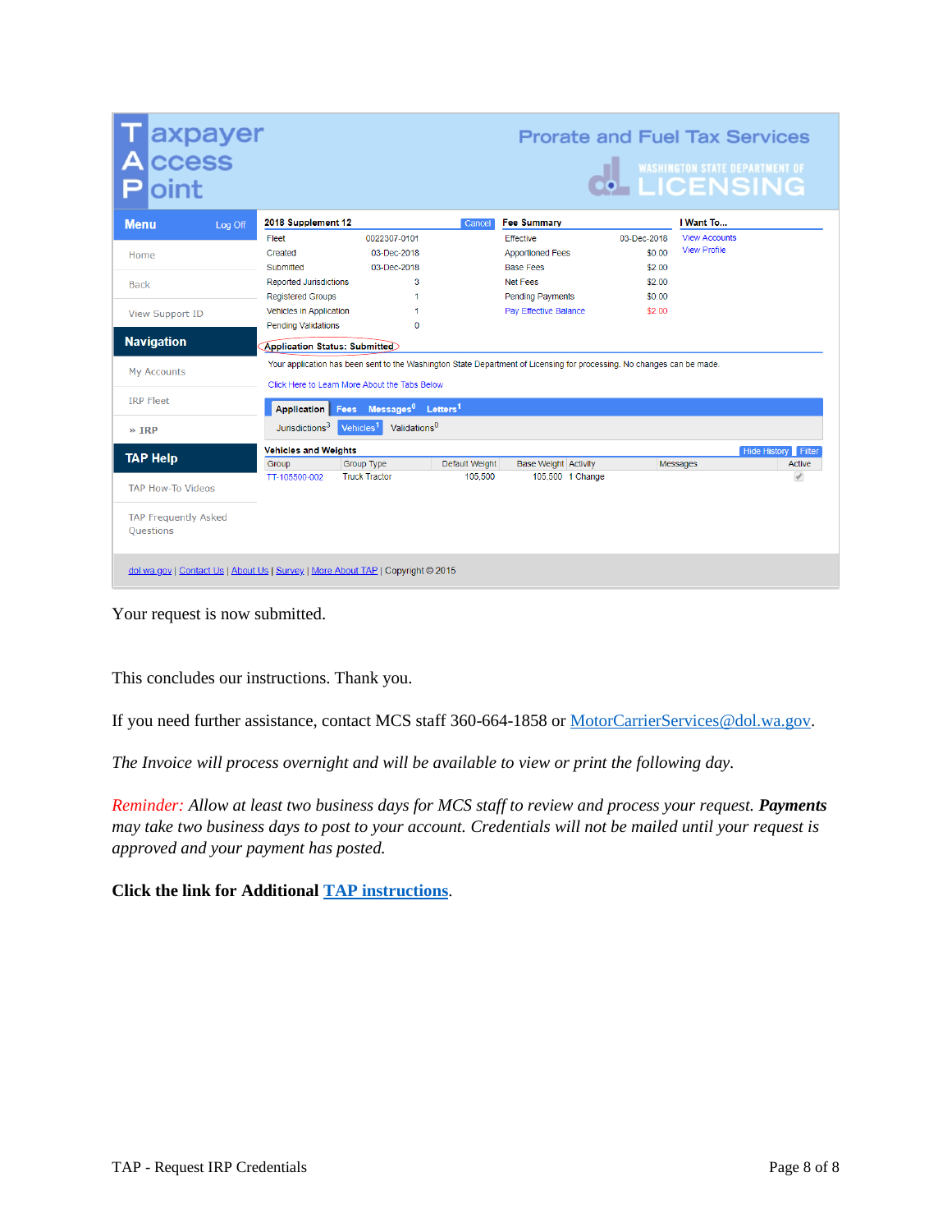Your request is now submitted.

This concludes our instructions. Thank you.

If you need further assistance, contact MCS staff 360-664-1858 or [MotorCarrierServices@dol.wa.gov](mailto:MotorCarrierServices@dol.wa.gov).

*The Invoice will process overnight and will be available to view or print the following day.*

*Reminder: Allow at least two business days for MCS staff to review and process your request. **Payments** may take two business days to post to your account. Credentials will not be mailed until your request is approved and your payment has posted.*

**Click the link for Additional [TAP instructions](TAP instructions).**